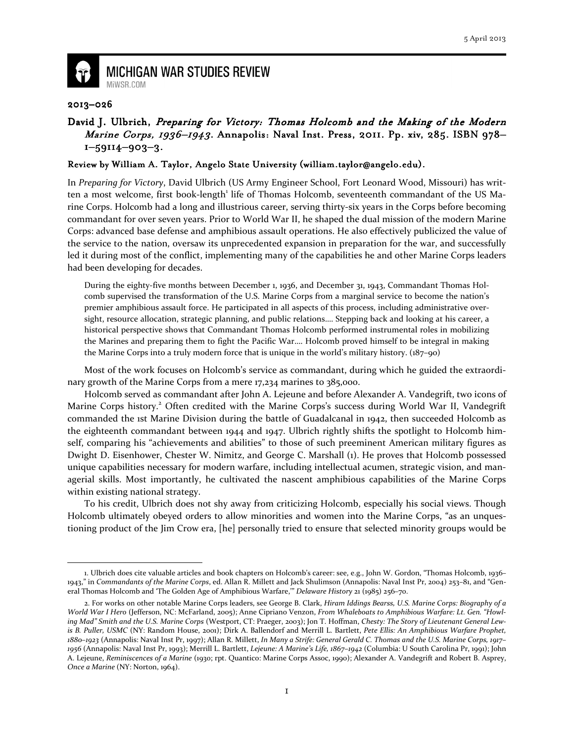5 April 2013

# MICHIGAN WAR STUDIES REVIEW

MiWSR.COM

2013–026

## David J. Ulbrich, *Preparing for Victory: Thomas Holcomb and the Making of the Modern Marine Corps, 1936–1943*. Annapolis: Naval Inst. Press, 2011. Pp. xiv, 285. ISBN 978–1–59114–903–3.

**Review by William A. Taylor, Angelo State University (william.taylor@angelo.edu).**

In *Preparing for Victory*, David Ulbrich (US Army Engineer School, Fort Leonard Wood, Missouri) has written a most welcome, first book-length[1] life of Thomas Holcomb, seventeenth commandant of the US Marine Corps. Holcomb had a long and illustrious career, serving thirty-six years in the Corps before becoming commandant for over seven years. Prior to World War II, he shaped the dual mission of the modern Marine Corps: advanced base defense and amphibious assault operations. He also effectively publicized the value of the service to the nation, oversaw its unprecedented expansion in preparation for the war, and successfully led it during most of the conflict, implementing many of the capabilities he and other Marine Corps leaders had been developing for decades.

> During the eighty-five months between December 1, 1936, and December 31, 1943, Commandant Thomas Holcomb supervised the transformation of the U.S. Marine Corps from a marginal service to become the nation's premier amphibious assault force. He participated in all aspects of this process, including administrative oversight, resource allocation, strategic planning, and public relations…. Stepping back and looking at his career, a historical perspective shows that Commandant Thomas Holcomb performed instrumental roles in mobilizing the Marines and preparing them to fight the Pacific War…. Holcomb proved himself to be integral in making the Marine Corps into a truly modern force that is unique in the world's military history. (187–90)

Most of the work focuses on Holcomb's service as commandant, during which he guided the extraordinary growth of the Marine Corps from a mere 17,234 marines to 385,000.

Holcomb served as commandant after John A. Lejeune and before Alexander A. Vandegrift, two icons of Marine Corps history.[2] Often credited with the Marine Corps's success during World War II, Vandegrift commanded the 1st Marine Division during the battle of Guadalcanal in 1942, then succeeded Holcomb as the eighteenth commandant between 1944 and 1947. Ulbrich rightly shifts the spotlight to Holcomb himself, comparing his "achievements and abilities" to those of such preeminent American military figures as Dwight D. Eisenhower, Chester W. Nimitz, and George C. Marshall (1). He proves that Holcomb possessed unique capabilities necessary for modern warfare, including intellectual acumen, strategic vision, and managerial skills. Most importantly, he cultivated the nascent amphibious capabilities of the Marine Corps within existing national strategy.

To his credit, Ulbrich does not shy away from criticizing Holcomb, especially his social views. Though Holcomb ultimately obeyed orders to allow minorities and women into the Marine Corps, "as an unquestioning product of the Jim Crow era, [he] personally tried to ensure that selected minority groups would be

---

1. Ulbrich does cite valuable articles and book chapters on Holcomb's career: see, e.g., John W. Gordon, "Thomas Holcomb, 1936–1943," in *Commandants of the Marine Corps*, ed. Allan R. Millett and Jack Shulimson (Annapolis: Naval Inst Pr, 2004) 253–81, and "General Thomas Holcomb and 'The Golden Age of Amphibious Warfare,'" *Delaware History* 21 (1985) 256–70.

2. For works on other notable Marine Corps leaders, see George B. Clark, *Hiram Iddings Bearss, U.S. Marine Corps: Biography of a World War I Hero* (Jefferson, NC: McFarland, 2005); Anne Cipriano Venzon, *From Whaleboats to Amphibious Warfare: Lt. Gen. "Howling Mad" Smith and the U.S. Marine Corps* (Westport, CT: Praeger, 2003); Jon T. Hoffman, *Chesty: The Story of Lieutenant General Lewis B. Puller, USMC* (NY: Random House, 2001); Dirk A. Ballendorf and Merrill L. Bartlett, *Pete Ellis: An Amphibious Warfare Prophet, 1880–1923* (Annapolis: Naval Inst Pr, 1997); Allan R. Millett, *In Many a Strife: General Gerald C. Thomas and the U.S. Marine Corps, 1917–1956* (Annapolis: Naval Inst Pr, 1993); Merrill L. Bartlett, *Lejeune: A Marine's Life, 1867–1942* (Columbia: U South Carolina Pr, 1991); John A. Lejeune, *Reminiscences of a Marine* (1930; rpt. Quantico: Marine Corps Assoc, 1990); Alexander A. Vandegrift and Robert B. Asprey, *Once a Marine* (NY: Norton, 1964).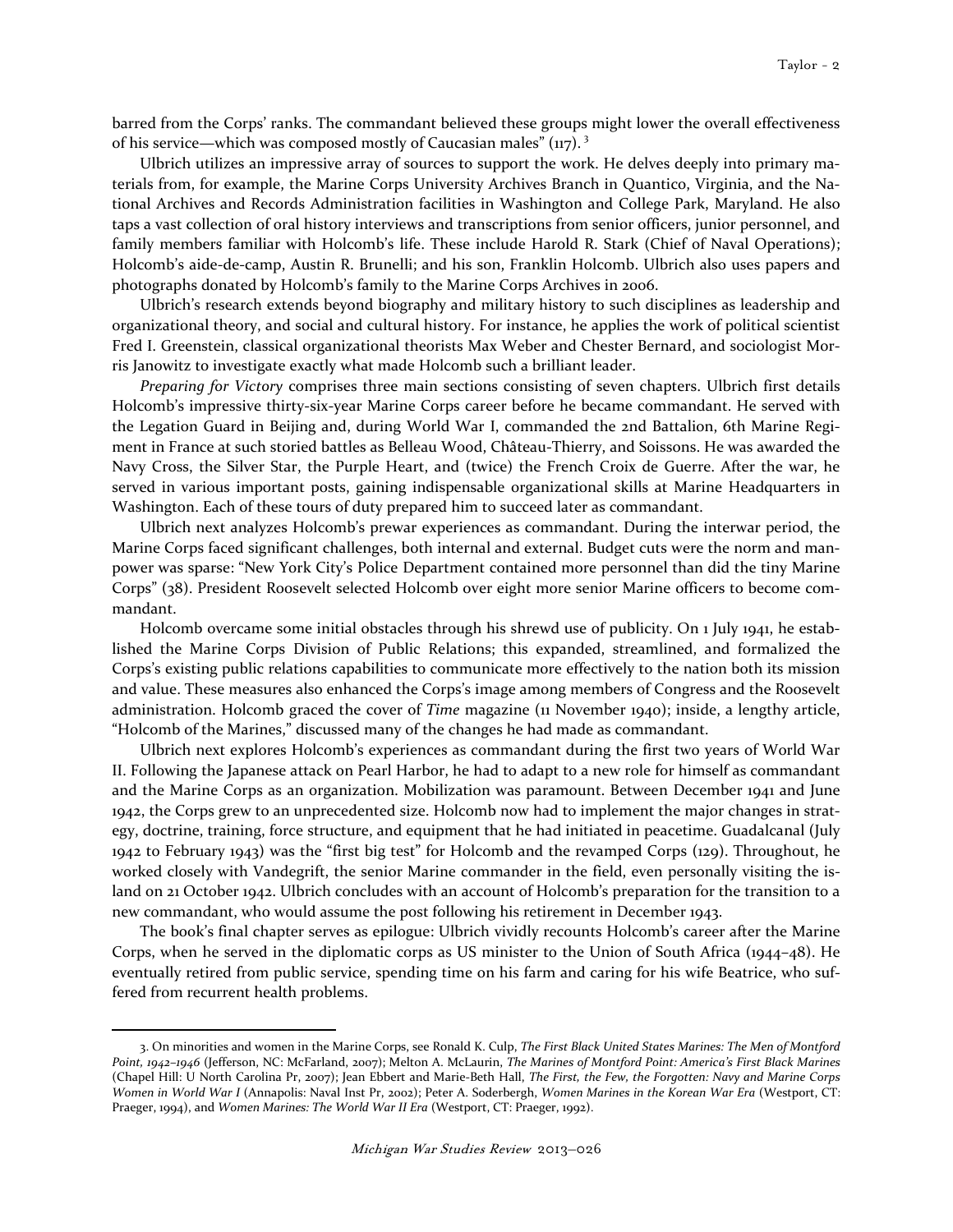barred from the Corps' ranks. The commandant believed these groups might lower the overall effectiveness of his service—which was composed mostly of Caucasian males" (117).[3]

Ulbrich utilizes an impressive array of sources to support the work. He delves deeply into primary materials from, for example, the Marine Corps University Archives Branch in Quantico, Virginia, and the National Archives and Records Administration facilities in Washington and College Park, Maryland. He also taps a vast collection of oral history interviews and transcriptions from senior officers, junior personnel, and family members familiar with Holcomb's life. These include Harold R. Stark (Chief of Naval Operations); Holcomb's aide-de-camp, Austin R. Brunelli; and his son, Franklin Holcomb. Ulbrich also uses papers and photographs donated by Holcomb's family to the Marine Corps Archives in 2006.

Ulbrich's research extends beyond biography and military history to such disciplines as leadership and organizational theory, and social and cultural history. For instance, he applies the work of political scientist Fred I. Greenstein, classical organizational theorists Max Weber and Chester Bernard, and sociologist Morris Janowitz to investigate exactly what made Holcomb such a brilliant leader.

*Preparing for Victory* comprises three main sections consisting of seven chapters. Ulbrich first details Holcomb's impressive thirty-six-year Marine Corps career before he became commandant. He served with the Legation Guard in Beijing and, during World War I, commanded the 2nd Battalion, 6th Marine Regiment in France at such storied battles as Belleau Wood, Château-Thierry, and Soissons. He was awarded the Navy Cross, the Silver Star, the Purple Heart, and (twice) the French Croix de Guerre. After the war, he served in various important posts, gaining indispensable organizational skills at Marine Headquarters in Washington. Each of these tours of duty prepared him to succeed later as commandant.

Ulbrich next analyzes Holcomb's prewar experiences as commandant. During the interwar period, the Marine Corps faced significant challenges, both internal and external. Budget cuts were the norm and manpower was sparse: "New York City's Police Department contained more personnel than did the tiny Marine Corps" (38). President Roosevelt selected Holcomb over eight more senior Marine officers to become commandant.

Holcomb overcame some initial obstacles through his shrewd use of publicity. On 1 July 1941, he established the Marine Corps Division of Public Relations; this expanded, streamlined, and formalized the Corps's existing public relations capabilities to communicate more effectively to the nation both its mission and value. These measures also enhanced the Corps's image among members of Congress and the Roosevelt administration. Holcomb graced the cover of *Time* magazine (11 November 1940); inside, a lengthy article, "Holcomb of the Marines," discussed many of the changes he had made as commandant.

Ulbrich next explores Holcomb's experiences as commandant during the first two years of World War II. Following the Japanese attack on Pearl Harbor, he had to adapt to a new role for himself as commandant and the Marine Corps as an organization. Mobilization was paramount. Between December 1941 and June 1942, the Corps grew to an unprecedented size. Holcomb now had to implement the major changes in strategy, doctrine, training, force structure, and equipment that he had initiated in peacetime. Guadalcanal (July 1942 to February 1943) was the "first big test" for Holcomb and the revamped Corps (129). Throughout, he worked closely with Vandegrift, the senior Marine commander in the field, even personally visiting the island on 21 October 1942. Ulbrich concludes with an account of Holcomb's preparation for the transition to a new commandant, who would assume the post following his retirement in December 1943.

The book's final chapter serves as epilogue: Ulbrich vividly recounts Holcomb's career after the Marine Corps, when he served in the diplomatic corps as US minister to the Union of South Africa (1944–48). He eventually retired from public service, spending time on his farm and caring for his wife Beatrice, who suffered from recurrent health problems.

---

3. On minorities and women in the Marine Corps, see Ronald K. Culp, *The First Black United States Marines: The Men of Montford Point, 1942–1946* (Jefferson, NC: McFarland, 2007); Melton A. McLaurin, *The Marines of Montford Point: America's First Black Marines* (Chapel Hill: U North Carolina Pr, 2007); Jean Ebbert and Marie-Beth Hall, *The First, the Few, the Forgotten: Navy and Marine Corps Women in World War I* (Annapolis: Naval Inst Pr, 2002); Peter A. Soderbergh, *Women Marines in the Korean War Era* (Westport, CT: Praeger, 1994), and *Women Marines: The World War II Era* (Westport, CT: Praeger, 1992).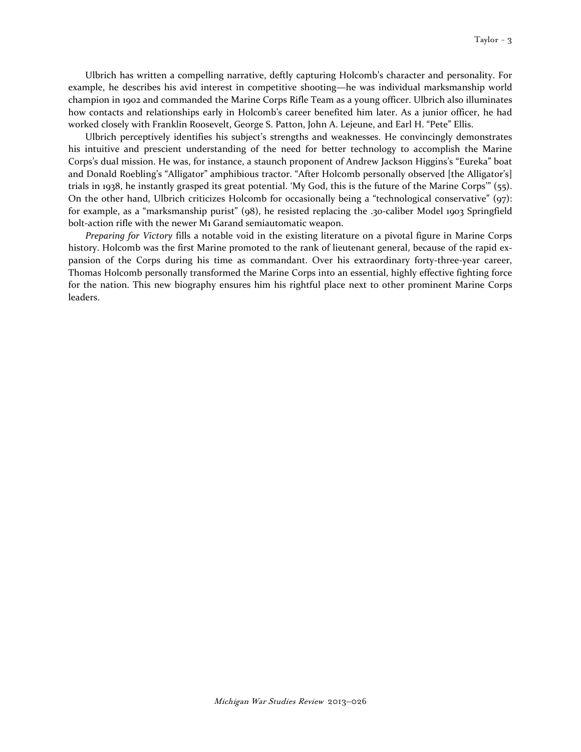Ulbrich has written a compelling narrative, deftly capturing Holcomb's character and personality. For example, he describes his avid interest in competitive shooting—he was individual marksmanship world champion in 1902 and commanded the Marine Corps Rifle Team as a young officer. Ulbrich also illuminates how contacts and relationships early in Holcomb's career benefited him later. As a junior officer, he had worked closely with Franklin Roosevelt, George S. Patton, John A. Lejeune, and Earl H. "Pete" Ellis.

Ulbrich perceptively identifies his subject's strengths and weaknesses. He convincingly demonstrates his intuitive and prescient understanding of the need for better technology to accomplish the Marine Corps's dual mission. He was, for instance, a staunch proponent of Andrew Jackson Higgins's "Eureka" boat and Donald Roebling's "Alligator" amphibious tractor. "After Holcomb personally observed [the Alligator's] trials in 1938, he instantly grasped its great potential. 'My God, this is the future of the Marine Corps'" (55). On the other hand, Ulbrich criticizes Holcomb for occasionally being a "technological conservative" (97): for example, as a "marksmanship purist" (98), he resisted replacing the .30-caliber Model 1903 Springfield bolt-action rifle with the newer M1 Garand semiautomatic weapon.

*Preparing for Victory* fills a notable void in the existing literature on a pivotal figure in Marine Corps history. Holcomb was the first Marine promoted to the rank of lieutenant general, because of the rapid expansion of the Corps during his time as commandant. Over his extraordinary forty-three-year career, Thomas Holcomb personally transformed the Marine Corps into an essential, highly effective fighting force for the nation. This new biography ensures him his rightful place next to other prominent Marine Corps leaders.